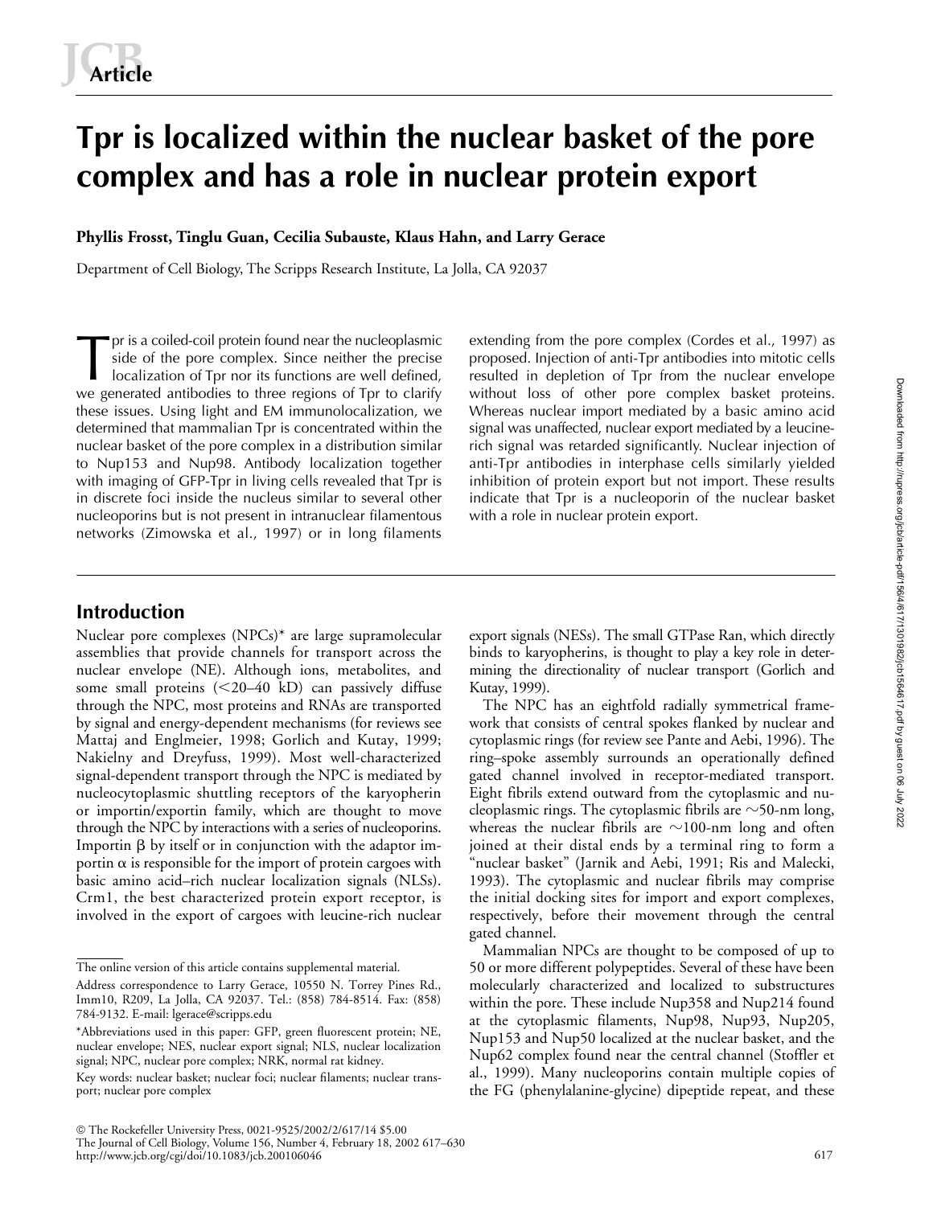Article

# Tpr is localized within the nuclear basket of the pore complex and has a role in nuclear protein export

**Phyllis Frosst, Tinglu Guan, Cecilia Subauste, Klaus Hahn, and Larry Gerace**

Department of Cell Biology, The Scripps Research Institute, La Jolla, CA 92037

Tpr is a coiled-coil protein found near the nucleoplasmic side of the pore complex. Since neither the precise localization of Tpr nor its functions are well defined, we generated antibodies to three regions of Tpr to clarify these issues. Using light and EM immunolocalization, we determined that mammalian Tpr is concentrated within the nuclear basket of the pore complex in a distribution similar to Nup153 and Nup98. Antibody localization together with imaging of GFP-Tpr in living cells revealed that Tpr is in discrete foci inside the nucleus similar to several other nucleoporins but is not present in intranuclear filamentous networks (Zimowska et al., 1997) or in long filaments extending from the pore complex (Cordes et al., 1997) as proposed. Injection of anti-Tpr antibodies into mitotic cells resulted in depletion of Tpr from the nuclear envelope without loss of other pore complex basket proteins. Whereas nuclear import mediated by a basic amino acid signal was unaffected, nuclear export mediated by a leucine-rich signal was retarded significantly. Nuclear injection of anti-Tpr antibodies in interphase cells similarly yielded inhibition of protein export but not import. These results indicate that Tpr is a nucleoporin of the nuclear basket with a role in nuclear protein export.

## Introduction

Nuclear pore complexes (NPCs)* are large supramolecular assemblies that provide channels for transport across the nuclear envelope (NE). Although ions, metabolites, and some small proteins (<20–40 kD) can passively diffuse through the NPC, most proteins and RNAs are transported by signal and energy-dependent mechanisms (for reviews see Mattaj and Englmeier, 1998; Gorlich and Kutay, 1999; Nakielny and Dreyfuss, 1999). Most well-characterized signal-dependent transport through the NPC is mediated by nucleocytoplasmic shuttling receptors of the karyopherin or importin/exportin family, which are thought to move through the NPC by interactions with a series of nucleoporins. Importin $\beta$ by itself or in conjunction with the adaptor importin $\alpha$ is responsible for the import of protein cargoes with basic amino acid–rich nuclear localization signals (NLSs). Crm1, the best characterized protein export receptor, is involved in the export of cargoes with leucine-rich nuclear export signals (NESs). The small GTPase Ran, which directly binds to karyopherins, is thought to play a key role in determining the directionality of nuclear transport (Gorlich and Kutay, 1999).

The NPC has an eightfold radially symmetrical framework that consists of central spokes flanked by nuclear and cytoplasmic rings (for review see Pante and Aebi, 1996). The ring–spoke assembly surrounds an operationally defined gated channel involved in receptor-mediated transport. Eight fibrils extend outward from the cytoplasmic and nucleoplasmic rings. The cytoplasmic fibrils are ~50-nm long, whereas the nuclear fibrils are ~100-nm long and often joined at their distal ends by a terminal ring to form a "nuclear basket" (Jarnik and Aebi, 1991; Ris and Malecki, 1993). The cytoplasmic and nuclear fibrils may comprise the initial docking sites for import and export complexes, respectively, before their movement through the central gated channel.

Mammalian NPCs are thought to be composed of up to 50 or more different polypeptides. Several of these have been molecularly characterized and localized to substructures within the pore. These include Nup358 and Nup214 found at the cytoplasmic filaments, Nup98, Nup93, Nup205, Nup153 and Nup50 localized at the nuclear basket, and the Nup62 complex found near the central channel (Stoffler et al., 1999). Many nucleoporins contain multiple copies of the FG (phenylalanine-glycine) dipeptide repeat, and these

---

The online version of this article contains supplemental material.

Address correspondence to Larry Gerace, 10550 N. Torrey Pines Rd., Imm10, R209, La Jolla, CA 92037. Tel.: (858) 784-8514. Fax: (858) 784-9132. E-mail: lgerace@scripps.edu

*Abbreviations used in this paper: GFP, green fluorescent protein; NE, nuclear envelope; NES, nuclear export signal; NLS, nuclear localization signal; NPC, nuclear pore complex; NRK, normal rat kidney.

Key words: nuclear basket; nuclear foci; nuclear filaments; nuclear transport; nuclear pore complex

© The Rockefeller University Press, 0021-9525/2002/2/617/14 $5.00
http://www.jcb.org/cgi/doi/10.1083/jcb.200106046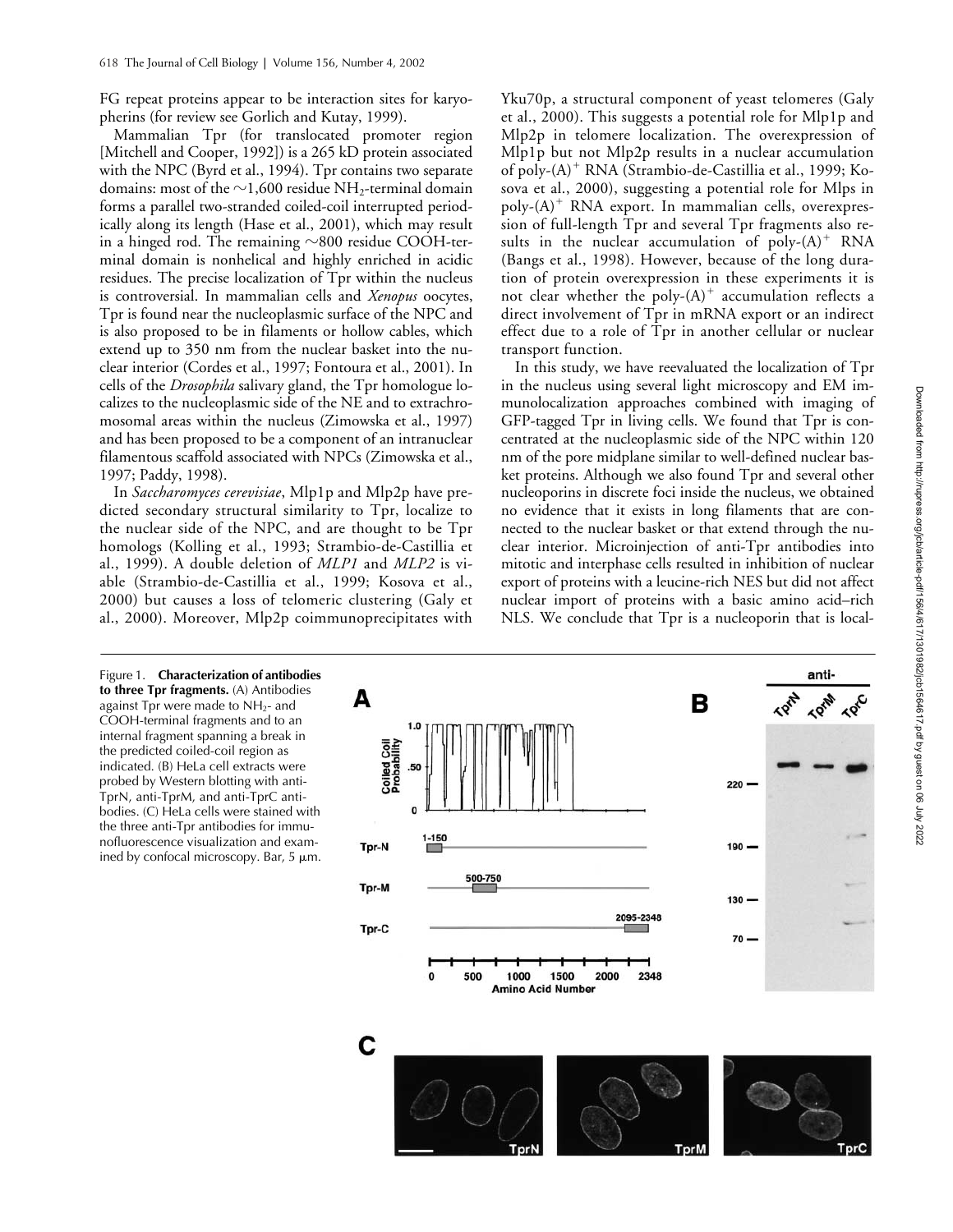FG repeat proteins appear to be interaction sites for karyopherins (for review see Gorlich and Kutay, 1999).

Mammalian Tpr (for translocated promoter region [Mitchell and Cooper, 1992]) is a 265 kD protein associated with the NPC (Byrd et al., 1994). Tpr contains two separate domains: most of the ~1,600 residue $NH_2$-terminal domain forms a parallel two-stranded coiled-coil interrupted periodically along its length (Hase et al., 2001), which may result in a hinged rod. The remaining ~800 residue COOH-terminal domain is nonhelical and highly enriched in acidic residues. The precise localization of Tpr within the nucleus is controversial. In mammalian cells and *Xenopus* oocytes, Tpr is found near the nucleoplasmic surface of the NPC and is also proposed to be in filaments or hollow cables, which extend up to 350 nm from the nuclear basket into the nuclear interior (Cordes et al., 1997; Fontoura et al., 2001). In cells of the *Drosophila* salivary gland, the Tpr homologue localizes to the nucleoplasmic side of the NE and to extrachromosomal areas within the nucleus (Zimowska et al., 1997) and has been proposed to be a component of an intranuclear filamentous scaffold associated with NPCs (Zimowska et al., 1997; Paddy, 1998).

In *Saccharomyces cerevisiae*, Mlp1p and Mlp2p have predicted secondary structural similarity to Tpr, localize to the nuclear side of the NPC, and are thought to be Tpr homologs (Kolling et al., 1993; Strambio-de-Castillia et al., 1999). A double deletion of *MLP1* and *MLP2* is viable (Strambio-de-Castillia et al., 1999; Kosova et al., 2000) but causes a loss of telomeric clustering (Galy et al., 2000). Moreover, Mlp2p coimmunoprecipitates with Yku70p, a structural component of yeast telomeres (Galy et al., 2000). This suggests a potential role for Mlp1p and Mlp2p in telomere localization. The overexpression of Mlp1p but not Mlp2p results in a nuclear accumulation of poly-$(A)^+$ RNA (Strambio-de-Castillia et al., 1999; Kosova et al., 2000), suggesting a potential role for Mlps in poly-$(A)^+$ RNA export. In mammalian cells, overexpression of full-length Tpr and several Tpr fragments also results in the nuclear accumulation of poly-$(A)^+$ RNA (Bangs et al., 1998). However, because of the long duration of protein overexpression in these experiments it is not clear whether the poly-$(A)^+$ accumulation reflects a direct involvement of Tpr in mRNA export or an indirect effect due to a role of Tpr in another cellular or nuclear transport function.

In this study, we have reevaluated the localization of Tpr in the nucleus using several light microscopy and EM immunolocalization approaches combined with imaging of GFP-tagged Tpr in living cells. We found that Tpr is concentrated at the nucleoplasmic side of the NPC within 120 nm of the pore midplane similar to well-defined nuclear basket proteins. Although we also found Tpr and several other nucleoporins in discrete foci inside the nucleus, we obtained no evidence that it exists in long filaments that are connected to the nuclear basket or that extend through the nuclear interior. Microinjection of anti-Tpr antibodies into mitotic and interphase cells resulted in inhibition of nuclear export of proteins with a leucine-rich NES but did not affect nuclear import of proteins with a basic amino acid–rich NLS. We conclude that Tpr is a nucleoporin that is local-

Figure 1. **Characterization of antibodies to three Tpr fragments.** (A) Antibodies against Tpr were made to $NH_2$- and COOH-terminal fragments and to an internal fragment spanning a break in the predicted coiled-coil region as indicated. (B) HeLa cell extracts were probed by Western blotting with anti-TprN, anti-TprM, and anti-TprC antibodies. (C) HeLa cells were stained with the three anti-Tpr antibodies for immunofluorescence visualization and examined by confocal microscopy. Bar, 5 μm.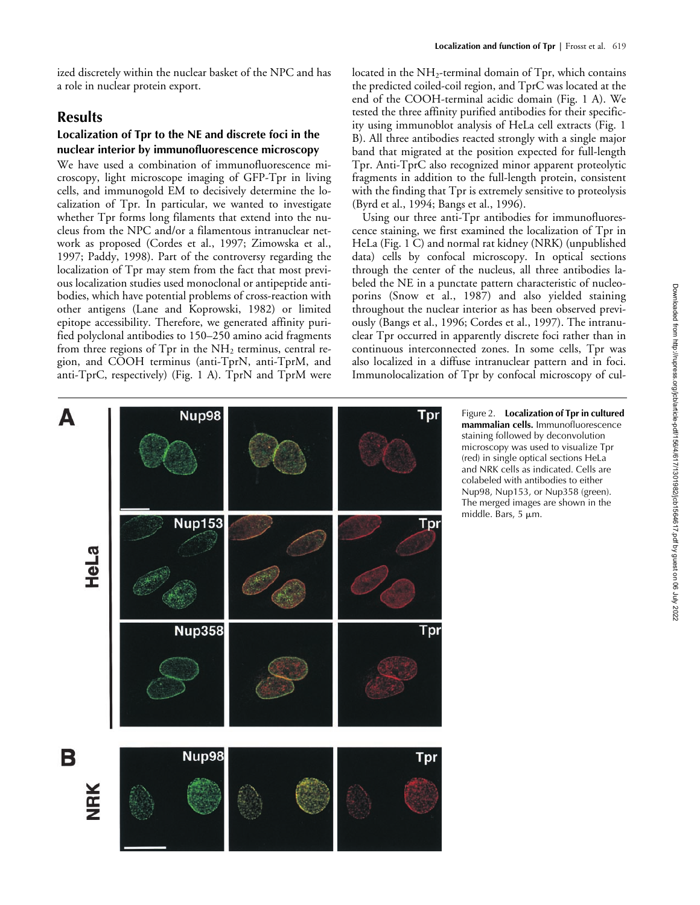ized discretely within the nuclear basket of the NPC and has a role in nuclear protein export.

## Results

### Localization of Tpr to the NE and discrete foci in the nuclear interior by immunofluorescence microscopy

We have used a combination of immunofluorescence microscopy, light microscope imaging of GFP-Tpr in living cells, and immunogold EM to decisively determine the localization of Tpr. In particular, we wanted to investigate whether Tpr forms long filaments that extend into the nucleus from the NPC and/or a filamentous intranuclear network as proposed (Cordes et al., 1997; Zimowska et al., 1997; Paddy, 1998). Part of the controversy regarding the localization of Tpr may stem from the fact that most previous localization studies used monoclonal or antipeptide antibodies, which have potential problems of cross-reaction with other antigens (Lane and Koprowski, 1982) or limited epitope accessibility. Therefore, we generated affinity purified polyclonal antibodies to 150–250 amino acid fragments from three regions of Tpr in the $NH_2$ terminus, central region, and COOH terminus (anti-TprN, anti-TprM, and anti-TprC, respectively) (Fig. 1 A). TprN and TprM were located in the $NH_2$-terminal domain of Tpr, which contains the predicted coiled-coil region, and TprC was located at the end of the COOH-terminal acidic domain (Fig. 1 A). We tested the three affinity purified antibodies for their specificity using immunoblot analysis of HeLa cell extracts (Fig. 1 B). All three antibodies reacted strongly with a single major band that migrated at the position expected for full-length Tpr. Anti-TprC also recognized minor apparent proteolytic fragments in addition to the full-length protein, consistent with the finding that Tpr is extremely sensitive to proteolysis (Byrd et al., 1994; Bangs et al., 1996).

Using our three anti-Tpr antibodies for immunofluorescence staining, we first examined the localization of Tpr in HeLa (Fig. 1 C) and normal rat kidney (NRK) (unpublished data) cells by confocal microscopy. In optical sections through the center of the nucleus, all three antibodies labeled the NE in a punctate pattern characteristic of nucleoporins (Snow et al., 1987) and also yielded staining throughout the nuclear interior as has been observed previously (Bangs et al., 1996; Cordes et al., 1997). The intranuclear Tpr occurred in apparently discrete foci rather than in continuous interconnected zones. In some cells, Tpr was also localized in a diffuse intranuclear pattern and in foci. Immunolocalization of Tpr by confocal microscopy of cul-

Figure 2. **Localization of Tpr in cultured mammalian cells.** Immunofluorescence staining followed by deconvolution microscopy was used to visualize Tpr (red) in single optical sections HeLa and NRK cells as indicated. Cells are colabeled with antibodies to either Nup98, Nup153, or Nup358 (green). The merged images are shown in the middle. Bars, 5 μm.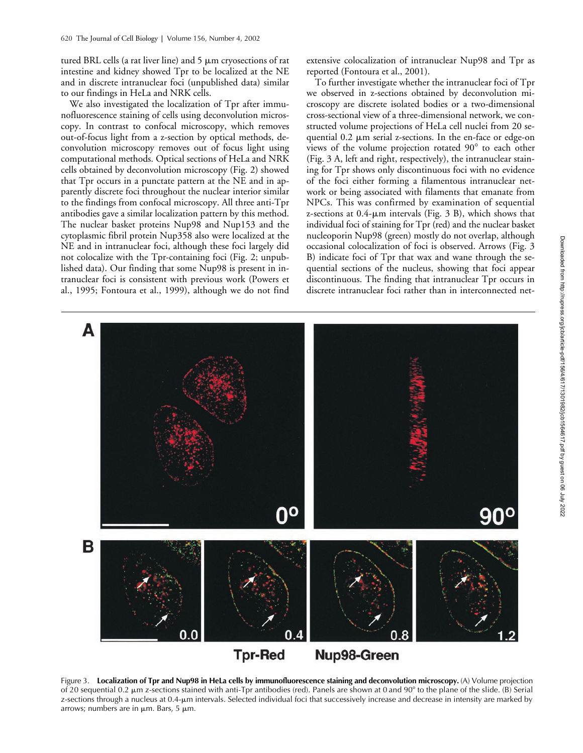tured BRL cells (a rat liver line) and 5 μm cryosections of rat intestine and kidney showed Tpr to be localized at the NE and in discrete intranuclear foci (unpublished data) similar to our findings in HeLa and NRK cells.

We also investigated the localization of Tpr after immunofluorescence staining of cells using deconvolution microscopy. In contrast to confocal microscopy, which removes out-of-focus light from a z-section by optical methods, deconvolution microscopy removes out of focus light using computational methods. Optical sections of HeLa and NRK cells obtained by deconvolution microscopy (Fig. 2) showed that Tpr occurs in a punctate pattern at the NE and in apparently discrete foci throughout the nuclear interior similar to the findings from confocal microscopy. All three anti-Tpr antibodies gave a similar localization pattern by this method. The nuclear basket proteins Nup98 and Nup153 and the cytoplasmic fibril protein Nup358 also were localized at the NE and in intranuclear foci, although these foci largely did not colocalize with the Tpr-containing foci (Fig. 2; unpublished data). Our finding that some Nup98 is present in intranuclear foci is consistent with previous work (Powers et al., 1995; Fontoura et al., 1999), although we do not find extensive colocalization of intranuclear Nup98 and Tpr as reported (Fontoura et al., 2001).

To further investigate whether the intranuclear foci of Tpr we observed in z-sections obtained by deconvolution microscopy are discrete isolated bodies or a two-dimensional cross-sectional view of a three-dimensional network, we constructed volume projections of HeLa cell nuclei from 20 sequential 0.2 μm serial z-sections. In the en-face or edge-on views of the volume projection rotated 90° to each other (Fig. 3 A, left and right, respectively), the intranuclear staining for Tpr shows only discontinuous foci with no evidence of the foci either forming a filamentous intranuclear network or being associated with filaments that emanate from NPCs. This was confirmed by examination of sequential z-sections at 0.4-μm intervals (Fig. 3 B), which shows that individual foci of staining for Tpr (red) and the nuclear basket nucleoporin Nup98 (green) mostly do not overlap, although occasional colocalization of foci is observed. Arrows (Fig. 3 B) indicate foci of Tpr that wax and wane through the sequential sections of the nucleus, showing that foci appear discontinuous. The finding that intranuclear Tpr occurs in discrete intranuclear foci rather than in interconnected net-

Figure 3. **Localization of Tpr and Nup98 in HeLa cells by immunofluorescence staining and deconvolution microscopy.** (A) Volume projection of 20 sequential 0.2 μm z-sections stained with anti-Tpr antibodies (red). Panels are shown at 0 and 90° to the plane of the slide. (B) Serial z-sections through a nucleus at 0.4-μm intervals. Selected individual foci that successively increase and decrease in intensity are marked by arrows; numbers are in μm. Bars, 5 μm.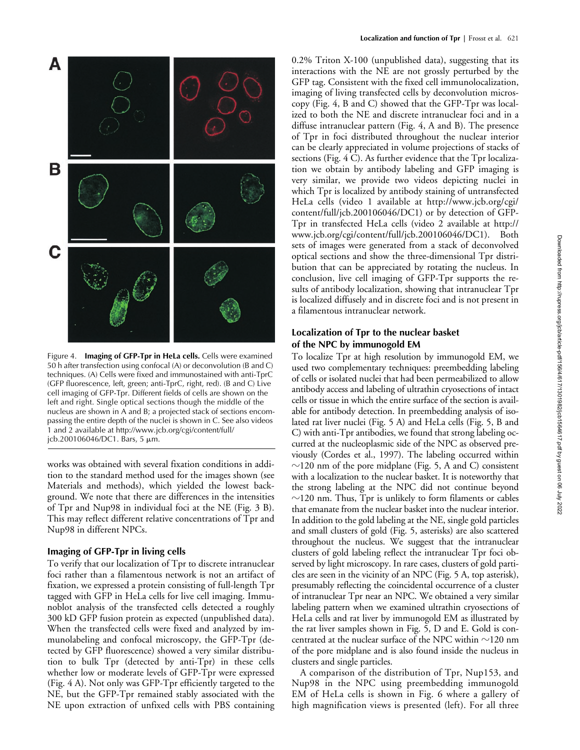Figure 4. **Imaging of GFP-Tpr in HeLa cells.** Cells were examined 50 h after transfection using confocal (A) or deconvolution (B and C) techniques. (A) Cells were fixed and immunostained with anti-TprC (GFP fluorescence, left, green; anti-TprC, right, red). (B and C) Live cell imaging of GFP-Tpr. Different fields of cells are shown on the left and right. Single optical sections though the middle of the nucleus are shown in A and B; a projected stack of sections encompassing the entire depth of the nuclei is shown in C. See also videos 1 and 2 available at http://www.jcb.org/cgi/content/full/jcb.200106046/DC1. Bars, 5 μm.

works was obtained with several fixation conditions in addition to the standard method used for the images shown (see Materials and methods), which yielded the lowest background. We note that there are differences in the intensities of Tpr and Nup98 in individual foci at the NE (Fig. 3 B). This may reflect different relative concentrations of Tpr and Nup98 in different NPCs.

## Imaging of GFP-Tpr in living cells

To verify that our localization of Tpr to discrete intranuclear foci rather than a filamentous network is not an artifact of fixation, we expressed a protein consisting of full-length Tpr tagged with GFP in HeLa cells for live cell imaging. Immunoblot analysis of the transfected cells detected a roughly 300 kD GFP fusion protein as expected (unpublished data). When the transfected cells were fixed and analyzed by immunolabeling and confocal microscopy, the GFP-Tpr (detected by GFP fluorescence) showed a very similar distribution to bulk Tpr (detected by anti-Tpr) in these cells whether low or moderate levels of GFP-Tpr were expressed (Fig. 4 A). Not only was GFP-Tpr efficiently targeted to the NE, but the GFP-Tpr remained stably associated with the NE upon extraction of unfixed cells with PBS containing 0.2% Triton X-100 (unpublished data), suggesting that its interactions with the NE are not grossly perturbed by the GFP tag. Consistent with the fixed cell immunolocalization, imaging of living transfected cells by deconvolution microscopy (Fig. 4, B and C) showed that the GFP-Tpr was localized to both the NE and discrete intranuclear foci and in a diffuse intranuclear pattern (Fig. 4, A and B). The presence of Tpr in foci distributed throughout the nuclear interior can be clearly appreciated in volume projections of stacks of sections (Fig. 4 C). As further evidence that the Tpr localization we obtain by antibody labeling and GFP imaging is very similar, we provide two videos depicting nuclei in which Tpr is localized by antibody staining of untransfected HeLa cells (video 1 available at http://www.jcb.org/cgi/content/full/jcb.200106046/DC1) or by detection of GFP-Tpr in transfected HeLa cells (video 2 available at http://www.jcb.org/cgi/content/full/jcb.200106046/DC1). Both sets of images were generated from a stack of deconvolved optical sections and show the three-dimensional Tpr distribution that can be appreciated by rotating the nucleus. In conclusion, live cell imaging of GFP-Tpr supports the results of antibody localization, showing that intranuclear Tpr is localized diffusely and in discrete foci and is not present in a filamentous intranuclear network.

## Localization of Tpr to the nuclear basket of the NPC by immunogold EM

To localize Tpr at high resolution by immunogold EM, we used two complementary techniques: preembedding labeling of cells or isolated nuclei that had been permeabilized to allow antibody access and labeling of ultrathin cryosections of intact cells or tissue in which the entire surface of the section is available for antibody detection. In preembedding analysis of isolated rat liver nuclei (Fig. 5 A) and HeLa cells (Fig. 5, B and C) with anti-Tpr antibodies, we found that strong labeling occurred at the nucleoplasmic side of the NPC as observed previously (Cordes et al., 1997). The labeling occurred within ~120 nm of the pore midplane (Fig. 5, A and C) consistent with a localization to the nuclear basket. It is noteworthy that the strong labeling at the NPC did not continue beyond ~120 nm. Thus, Tpr is unlikely to form filaments or cables that emanate from the nuclear basket into the nuclear interior. In addition to the gold labeling at the NE, single gold particles and small clusters of gold (Fig. 5, asterisks) are also scattered throughout the nucleus. We suggest that the intranuclear clusters of gold labeling reflect the intranuclear Tpr foci observed by light microscopy. In rare cases, clusters of gold particles are seen in the vicinity of an NPC (Fig. 5 A, top asterisk), presumably reflecting the coincidental occurrence of a cluster of intranuclear Tpr near an NPC. We obtained a very similar labeling pattern when we examined ultrathin cryosections of HeLa cells and rat liver by immunogold EM as illustrated by the rat liver samples shown in Fig. 5, D and E. Gold is concentrated at the nuclear surface of the NPC within ~120 nm of the pore midplane and is also found inside the nucleus in clusters and single particles.

A comparison of the distribution of Tpr, Nup153, and Nup98 in the NPC using preembedding immunogold EM of HeLa cells is shown in Fig. 6 where a gallery of high magnification views is presented (left). For all three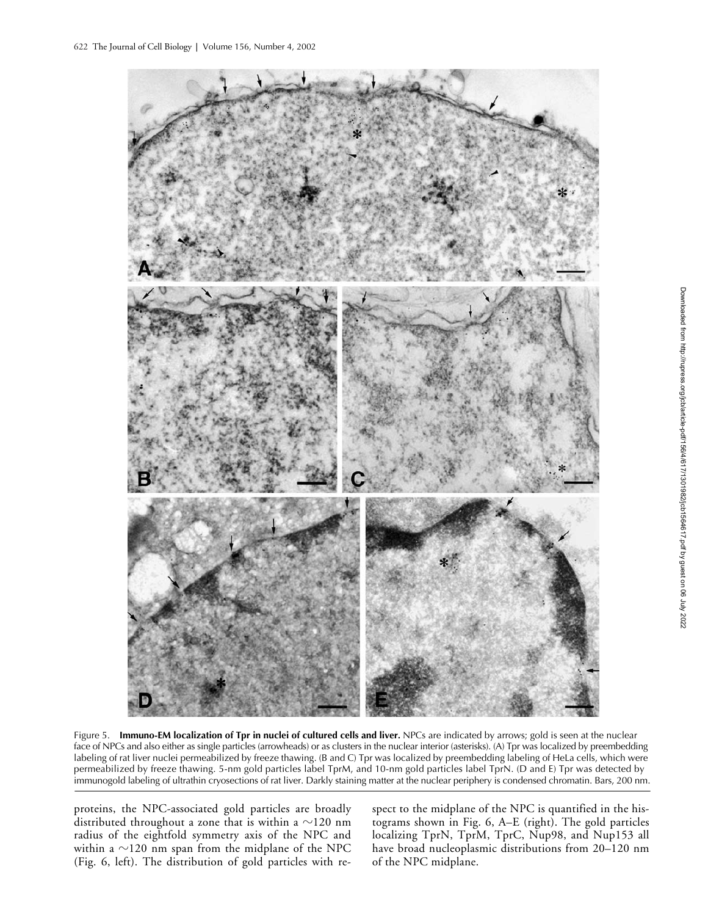Figure 5. **Immuno-EM localization of Tpr in nuclei of cultured cells and liver.** NPCs are indicated by arrows; gold is seen at the nuclear face of NPCs and also either as single particles (arrowheads) or as clusters in the nuclear interior (asterisks). (A) Tpr was localized by preembedding labeling of rat liver nuclei permeabilized by freeze thawing. (B and C) Tpr was localized by preembedding labeling of HeLa cells, which were permeabilized by freeze thawing. 5-nm gold particles label TprM, and 10-nm gold particles label TprN. (D and E) Tpr was detected by immunogold labeling of ultrathin cryosections of rat liver. Darkly staining matter at the nuclear periphery is condensed chromatin. Bars, 200 nm.

proteins, the NPC-associated gold particles are broadly distributed throughout a zone that is within a ~120 nm radius of the eightfold symmetry axis of the NPC and within a ~120 nm span from the midplane of the NPC (Fig. 6, left). The distribution of gold particles with respect to the midplane of the NPC is quantified in the histograms shown in Fig. 6, A–E (right). The gold particles localizing TprN, TprM, TprC, Nup98, and Nup153 all have broad nucleoplasmic distributions from 20–120 nm of the NPC midplane.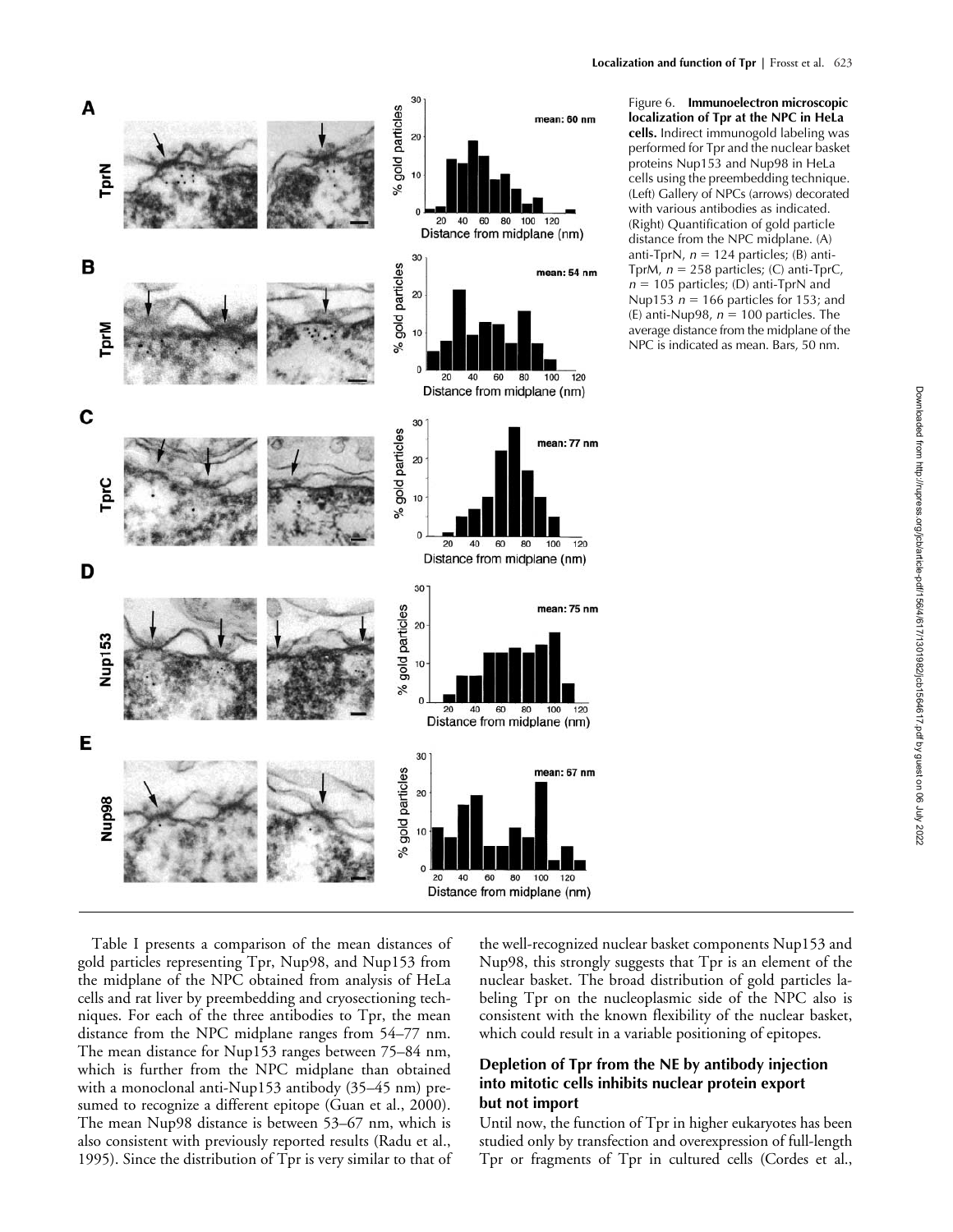Figure 6. **Immunoelectron microscopic localization of Tpr at the NPC in HeLa cells.** Indirect immunogold labeling was performed for Tpr and the nuclear basket proteins Nup153 and Nup98 in HeLa cells using the preembedding technique. (Left) Gallery of NPCs (arrows) decorated with various antibodies as indicated. (Right) Quantification of gold particle distance from the NPC midplane. (A) anti-TprN, $n = 124$ particles; (B) anti-TprM, $n = 258$ particles; (C) anti-TprC, $n = 105$ particles; (D) anti-TprN and Nup153 $n = 166$ particles for 153; and (E) anti-Nup98, $n = 100$ particles. The average distance from the midplane of the NPC is indicated as mean. Bars, 50 nm.

Table I presents a comparison of the mean distances of gold particles representing Tpr, Nup98, and Nup153 from the midplane of the NPC obtained from analysis of HeLa cells and rat liver by preembedding and cryosectioning techniques. For each of the three antibodies to Tpr, the mean distance from the NPC midplane ranges from 54–77 nm. The mean distance for Nup153 ranges between 75–84 nm, which is further from the NPC midplane than obtained with a monoclonal anti-Nup153 antibody (35–45 nm) presumed to recognize a different epitope (Guan et al., 2000). The mean Nup98 distance is between 53–67 nm, which is also consistent with previously reported results (Radu et al., 1995). Since the distribution of Tpr is very similar to that of the well-recognized nuclear basket components Nup153 and Nup98, this strongly suggests that Tpr is an element of the nuclear basket. The broad distribution of gold particles labeling Tpr on the nucleoplasmic side of the NPC also is consistent with the known flexibility of the nuclear basket, which could result in a variable positioning of epitopes.

## Depletion of Tpr from the NE by antibody injection into mitotic cells inhibits nuclear protein export but not import

Until now, the function of Tpr in higher eukaryotes has been studied only by transfection and overexpression of full-length Tpr or fragments of Tpr in cultured cells (Cordes et al.,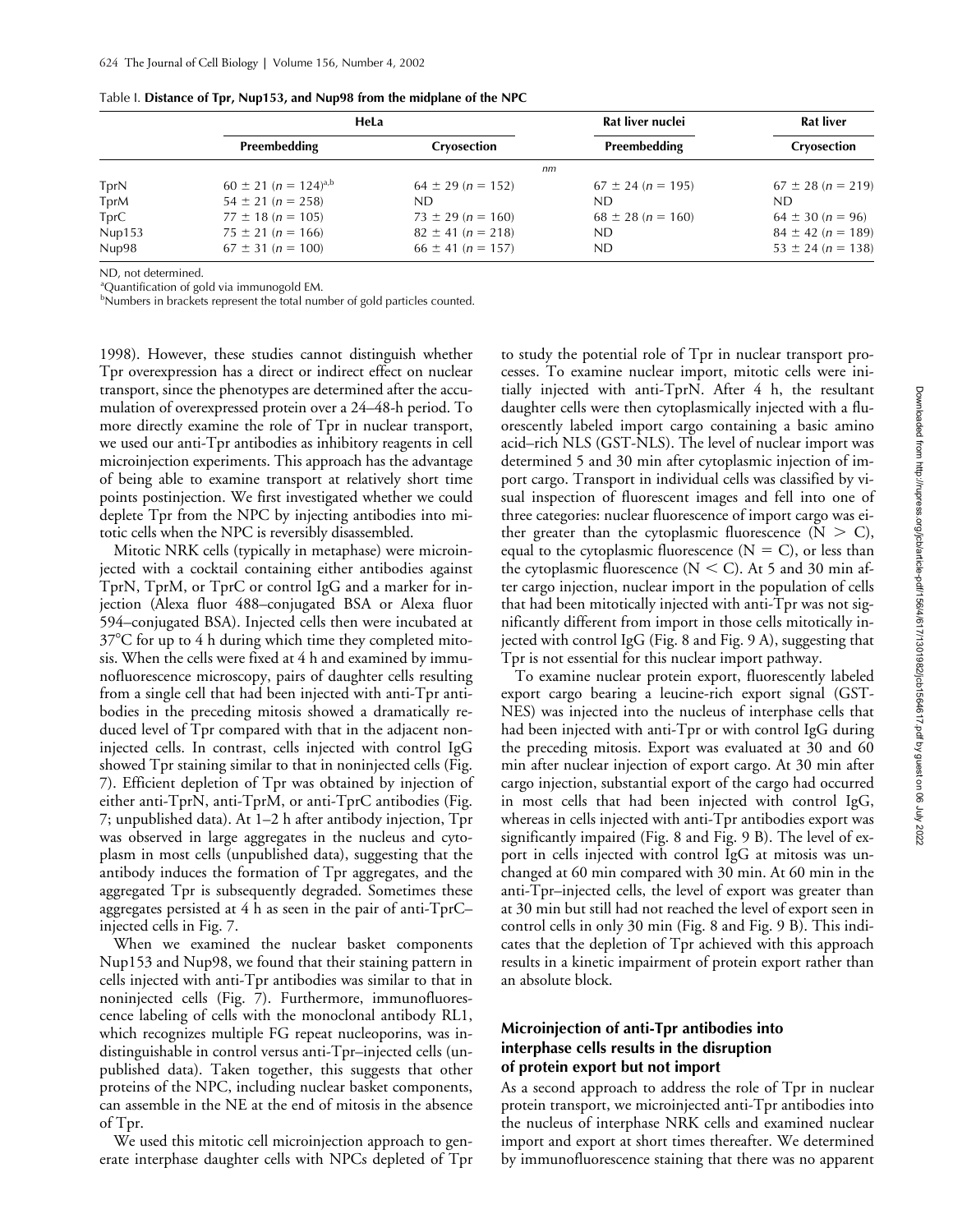Table I. **Distance of Tpr, Nup153, and Nup98 from the midplane of the NPC**

| | HeLa | | Rat liver nuclei | Rat liver |
|---|---|---|---|---|
| | Preembedding | Cryosection | Preembedding | Cryosection |
| | | | *nm* | |
| TprN | 60 ± 21 (*n* = 124)[a,b] | 64 ± 29 (*n* = 152) | 67 ± 24 (*n* = 195) | 67 ± 28 (*n* = 219) |
| TprM | 54 ± 21 (*n* = 258) | ND | ND | ND |
| TprC | 77 ± 18 (*n* = 105) | 73 ± 29 (*n* = 160) | 68 ± 28 (*n* = 160) | 64 ± 30 (*n* = 96) |
| Nup153 | 75 ± 21 (*n* = 166) | 82 ± 41 (*n* = 218) | ND | 84 ± 42 (*n* = 189) |
| Nup98 | 67 ± 31 (*n* = 100) | 66 ± 41 (*n* = 157) | ND | 53 ± 24 (*n* = 138) |

ND, not determined.
[a]Quantification of gold via immunogold EM.
[b]Numbers in brackets represent the total number of gold particles counted.

1998). However, these studies cannot distinguish whether Tpr overexpression has a direct or indirect effect on nuclear transport, since the phenotypes are determined after the accumulation of overexpressed protein over a 24–48-h period. To more directly examine the role of Tpr in nuclear transport, we used our anti-Tpr antibodies as inhibitory reagents in cell microinjection experiments. This approach has the advantage of being able to examine transport at relatively short time points postinjection. We first investigated whether we could deplete Tpr from the NPC by injecting antibodies into mitotic cells when the NPC is reversibly disassembled.

Mitotic NRK cells (typically in metaphase) were microinjected with a cocktail containing either antibodies against TprN, TprM, or TprC or control IgG and a marker for injection (Alexa fluor 488–conjugated BSA or Alexa fluor 594–conjugated BSA). Injected cells then were incubated at 37°C for up to 4 h during which time they completed mitosis. When the cells were fixed at 4 h and examined by immunofluorescence microscopy, pairs of daughter cells resulting from a single cell that had been injected with anti-Tpr antibodies in the preceding mitosis showed a dramatically reduced level of Tpr compared with that in the adjacent noninjected cells. In contrast, cells injected with control IgG showed Tpr staining similar to that in noninjected cells (Fig. 7). Efficient depletion of Tpr was obtained by injection of either anti-TprN, anti-TprM, or anti-TprC antibodies (Fig. 7; unpublished data). At 1–2 h after antibody injection, Tpr was observed in large aggregates in the nucleus and cytoplasm in most cells (unpublished data), suggesting that the antibody induces the formation of Tpr aggregates, and the aggregated Tpr is subsequently degraded. Sometimes these aggregates persisted at 4 h as seen in the pair of anti-TprC–injected cells in Fig. 7.

When we examined the nuclear basket components Nup153 and Nup98, we found that their staining pattern in cells injected with anti-Tpr antibodies was similar to that in noninjected cells (Fig. 7). Furthermore, immunofluorescence labeling of cells with the monoclonal antibody RL1, which recognizes multiple FG repeat nucleoporins, was indistinguishable in control versus anti-Tpr–injected cells (unpublished data). Taken together, this suggests that other proteins of the NPC, including nuclear basket components, can assemble in the NE at the end of mitosis in the absence of Tpr.

We used this mitotic cell microinjection approach to generate interphase daughter cells with NPCs depleted of Tpr to study the potential role of Tpr in nuclear transport processes. To examine nuclear import, mitotic cells were initially injected with anti-TprN. After 4 h, the resultant daughter cells were then cytoplasmically injected with a fluorescently labeled import cargo containing a basic amino acid–rich NLS (GST-NLS). The level of nuclear import was determined 5 and 30 min after cytoplasmic injection of import cargo. Transport in individual cells was classified by visual inspection of fluorescent images and fell into one of three categories: nuclear fluorescence of import cargo was either greater than the cytoplasmic fluorescence (N > C), equal to the cytoplasmic fluorescence (N = C), or less than the cytoplasmic fluorescence (N < C). At 5 and 30 min after cargo injection, nuclear import in the population of cells that had been mitotically injected with anti-Tpr was not significantly different from import in those cells mitotically injected with control IgG (Fig. 8 and Fig. 9 A), suggesting that Tpr is not essential for this nuclear import pathway.

To examine nuclear protein export, fluorescently labeled export cargo bearing a leucine-rich export signal (GST-NES) was injected into the nucleus of interphase cells that had been injected with anti-Tpr or with control IgG during the preceding mitosis. Export was evaluated at 30 and 60 min after nuclear injection of export cargo. At 30 min after cargo injection, substantial export of the cargo had occurred in most cells that had been injected with control IgG, whereas in cells injected with anti-Tpr antibodies export was significantly impaired (Fig. 8 and Fig. 9 B). The level of export in cells injected with control IgG at mitosis was unchanged at 60 min compared with 30 min. At 60 min in the anti-Tpr–injected cells, the level of export was greater than at 30 min but still had not reached the level of export seen in control cells in only 30 min (Fig. 8 and Fig. 9 B). This indicates that the depletion of Tpr achieved with this approach results in a kinetic impairment of protein export rather than an absolute block.

### Microinjection of anti-Tpr antibodies into interphase cells results in the disruption of protein export but not import

As a second approach to address the role of Tpr in nuclear protein transport, we microinjected anti-Tpr antibodies into the nucleus of interphase NRK cells and examined nuclear import and export at short times thereafter. We determined by immunofluorescence staining that there was no apparent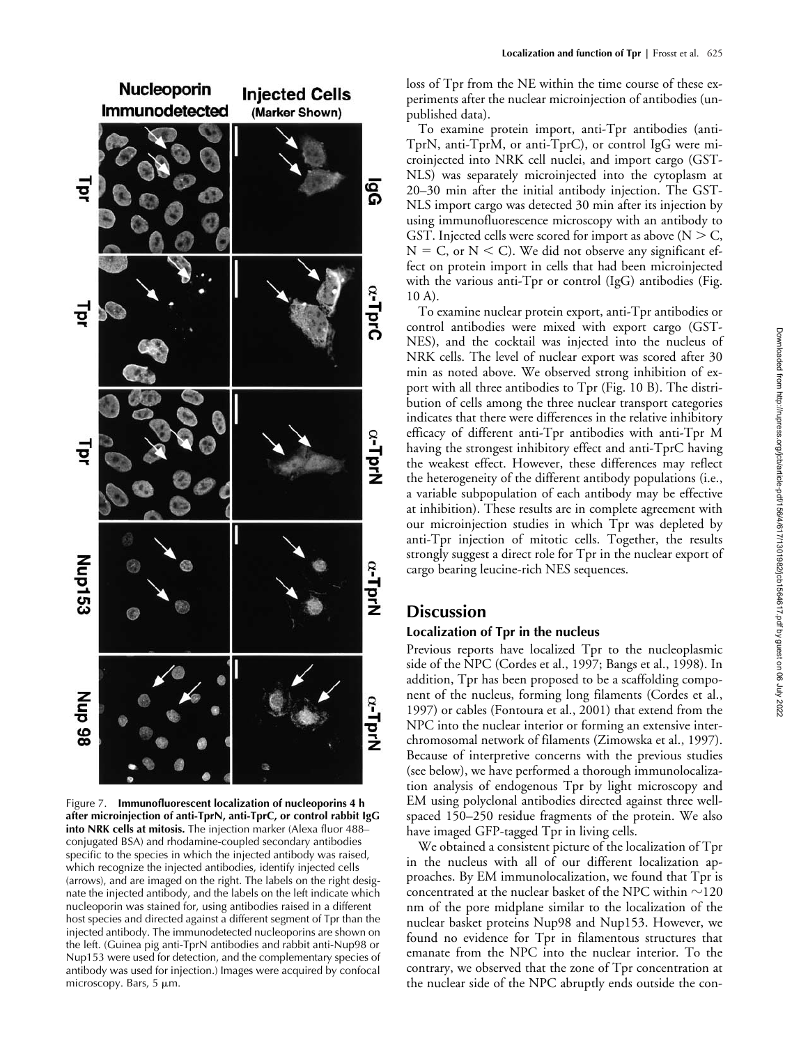Figure 7. **Immunofluorescent localization of nucleoporins 4 h after microinjection of anti-TprN, anti-TprC, or control rabbit IgG into NRK cells at mitosis.** The injection marker (Alexa fluor 488–conjugated BSA) and rhodamine-coupled secondary antibodies specific to the species in which the injected antibody was raised, which recognize the injected antibodies, identify injected cells (arrows), and are imaged on the right. The labels on the right designate the injected antibody, and the labels on the left indicate which nucleoporin was stained for, using antibodies raised in a different host species and directed against a different segment of Tpr than the injected antibody. The immunodetected nucleoporins are shown on the left. (Guinea pig anti-TprN antibodies and rabbit anti-Nup98 or Nup153 were used for detection, and the complementary species of antibody was used for injection.) Images were acquired by confocal microscopy. Bars, 5 μm.

loss of Tpr from the NE within the time course of these experiments after the nuclear microinjection of antibodies (unpublished data).

To examine protein import, anti-Tpr antibodies (anti-TprN, anti-TprM, or anti-TprC), or control IgG were microinjected into NRK cell nuclei, and import cargo (GST-NLS) was separately microinjected into the cytoplasm at 20–30 min after the initial antibody injection. The GST-NLS import cargo was detected 30 min after its injection by using immunofluorescence microscopy with an antibody to GST. Injected cells were scored for import as above (N > C, N = C, or N < C). We did not observe any significant effect on protein import in cells that had been microinjected with the various anti-Tpr or control (IgG) antibodies (Fig. 10 A).

To examine nuclear protein export, anti-Tpr antibodies or control antibodies were mixed with export cargo (GST-NES), and the cocktail was injected into the nucleus of NRK cells. The level of nuclear export was scored after 30 min as noted above. We observed strong inhibition of export with all three antibodies to Tpr (Fig. 10 B). The distribution of cells among the three nuclear transport categories indicates that there were differences in the relative inhibitory efficacy of different anti-Tpr antibodies with anti-Tpr M having the strongest inhibitory effect and anti-TprC having the weakest effect. However, these differences may reflect the heterogeneity of the different antibody populations (i.e., a variable subpopulation of each antibody may be effective at inhibition). These results are in complete agreement with our microinjection studies in which Tpr was depleted by anti-Tpr injection of mitotic cells. Together, the results strongly suggest a direct role for Tpr in the nuclear export of cargo bearing leucine-rich NES sequences.

## Discussion

### Localization of Tpr in the nucleus

Previous reports have localized Tpr to the nucleoplasmic side of the NPC (Cordes et al., 1997; Bangs et al., 1998). In addition, Tpr has been proposed to be a scaffolding component of the nucleus, forming long filaments (Cordes et al., 1997) or cables (Fontoura et al., 2001) that extend from the NPC into the nuclear interior or forming an extensive interchromosomal network of filaments (Zimowska et al., 1997). Because of interpretive concerns with the previous studies (see below), we have performed a thorough immunolocalization analysis of endogenous Tpr by light microscopy and EM using polyclonal antibodies directed against three well-spaced 150–250 residue fragments of the protein. We also have imaged GFP-tagged Tpr in living cells.

We obtained a consistent picture of the localization of Tpr in the nucleus with all of our different localization approaches. By EM immunolocalization, we found that Tpr is concentrated at the nuclear basket of the NPC within ~120 nm of the pore midplane similar to the localization of the nuclear basket proteins Nup98 and Nup153. However, we found no evidence for Tpr in filamentous structures that emanate from the NPC into the nuclear interior. To the contrary, we observed that the zone of Tpr concentration at the nuclear side of the NPC abruptly ends outside the con-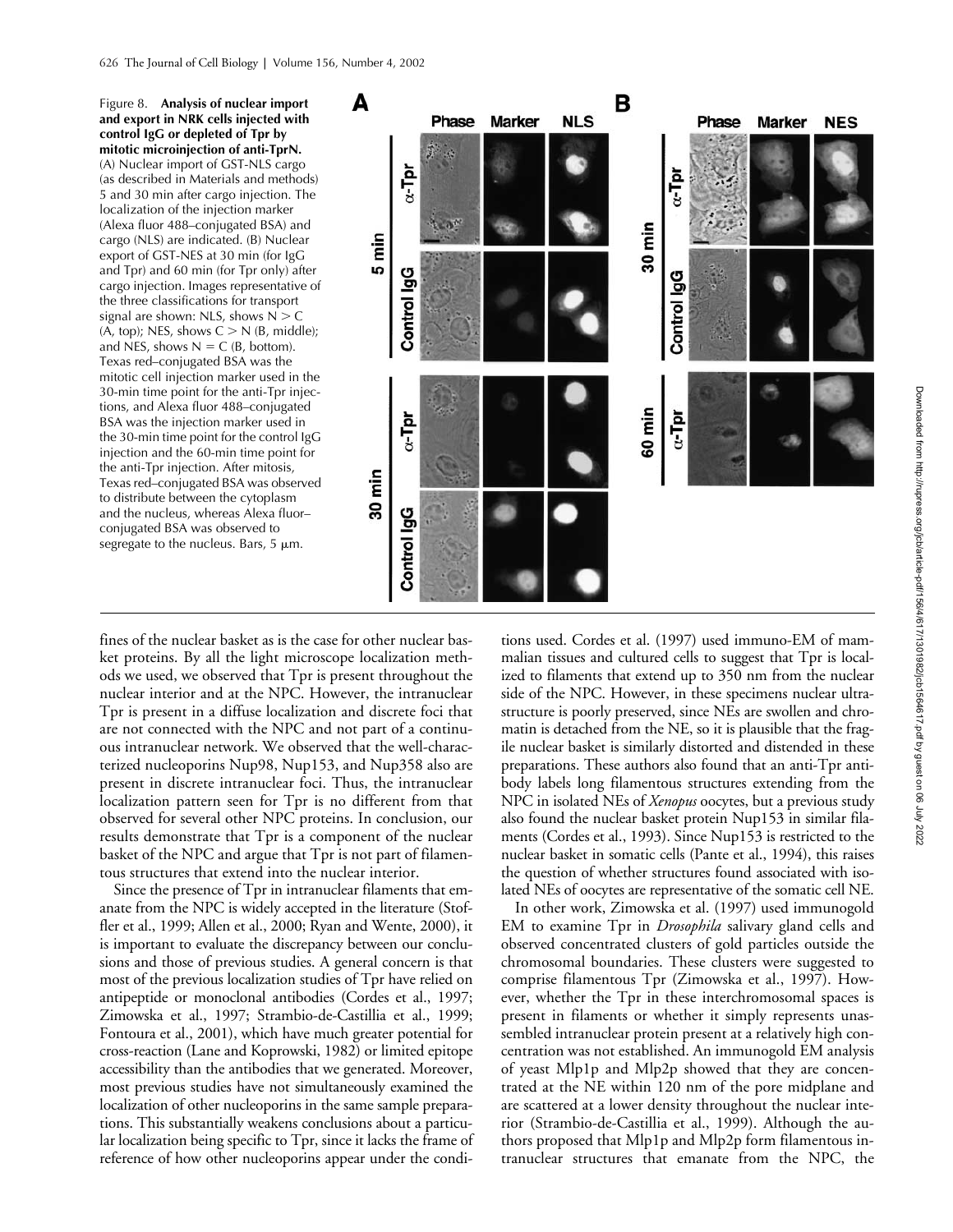Figure 8. **Analysis of nuclear import and export in NRK cells injected with control IgG or depleted of Tpr by mitotic microinjection of anti-TprN.** (A) Nuclear import of GST-NLS cargo (as described in Materials and methods) 5 and 30 min after cargo injection. The localization of the injection marker (Alexa fluor 488–conjugated BSA) and cargo (NLS) are indicated. (B) Nuclear export of GST-NES at 30 min (for IgG and Tpr) and 60 min (for Tpr only) after cargo injection. Images representative of the three classifications for transport signal are shown: NLS, shows N > C (A, top); NES, shows C > N (B, middle); and NES, shows N = C (B, bottom). Texas red–conjugated BSA was the mitotic cell injection marker used in the 30-min time point for the anti-Tpr injections, and Alexa fluor 488–conjugated BSA was the injection marker used in the 30-min time point for the control IgG injection and the 60-min time point for the anti-Tpr injection. After mitosis, Texas red–conjugated BSA was observed to distribute between the cytoplasm and the nucleus, whereas Alexa fluor–conjugated BSA was observed to segregate to the nucleus. Bars, 5 μm.

fines of the nuclear basket as is the case for other nuclear basket proteins. By all the light microscope localization methods we used, we observed that Tpr is present throughout the nuclear interior and at the NPC. However, the intranuclear Tpr is present in a diffuse localization and discrete foci that are not connected with the NPC and not part of a continuous intranuclear network. We observed that the well-characterized nucleoporins Nup98, Nup153, and Nup358 also are present in discrete intranuclear foci. Thus, the intranuclear localization pattern seen for Tpr is no different from that observed for several other NPC proteins. In conclusion, our results demonstrate that Tpr is a component of the nuclear basket of the NPC and argue that Tpr is not part of filamentous structures that extend into the nuclear interior.

Since the presence of Tpr in intranuclear filaments that emanate from the NPC is widely accepted in the literature (Stoffler et al., 1999; Allen et al., 2000; Ryan and Wente, 2000), it is important to evaluate the discrepancy between our conclusions and those of previous studies. A general concern is that most of the previous localization studies of Tpr have relied on antipeptide or monoclonal antibodies (Cordes et al., 1997; Zimowska et al., 1997; Strambio-de-Castillia et al., 1999; Fontoura et al., 2001), which have much greater potential for cross-reaction (Lane and Koprowski, 1982) or limited epitope accessibility than the antibodies that we generated. Moreover, most previous studies have not simultaneously examined the localization of other nucleoporins in the same sample preparations. This substantially weakens conclusions about a particular localization being specific to Tpr, since it lacks the frame of reference of how other nucleoporins appear under the conditions used. Cordes et al. (1997) used immuno-EM of mammalian tissues and cultured cells to suggest that Tpr is localized to filaments that extend up to 350 nm from the nuclear side of the NPC. However, in these specimens nuclear ultrastructure is poorly preserved, since NEs are swollen and chromatin is detached from the NE, so it is plausible that the fragile nuclear basket is similarly distorted and distended in these preparations. These authors also found that an anti-Tpr antibody labels long filamentous structures extending from the NPC in isolated NEs of *Xenopus* oocytes, but a previous study also found the nuclear basket protein Nup153 in similar filaments (Cordes et al., 1993). Since Nup153 is restricted to the nuclear basket in somatic cells (Pante et al., 1994), this raises the question of whether structures found associated with isolated NEs of oocytes are representative of the somatic cell NE.

In other work, Zimowska et al. (1997) used immunogold EM to examine Tpr in *Drosophila* salivary gland cells and observed concentrated clusters of gold particles outside the chromosomal boundaries. These clusters were suggested to comprise filamentous Tpr (Zimowska et al., 1997). However, whether the Tpr in these interchromosomal spaces is present in filaments or whether it simply represents unassembled intranuclear protein present at a relatively high concentration was not established. An immunogold EM analysis of yeast Mlp1p and Mlp2p showed that they are concentrated at the NE within 120 nm of the pore midplane and are scattered at a lower density throughout the nuclear interior (Strambio-de-Castillia et al., 1999). Although the authors proposed that Mlp1p and Mlp2p form filamentous intranuclear structures that emanate from the NPC, the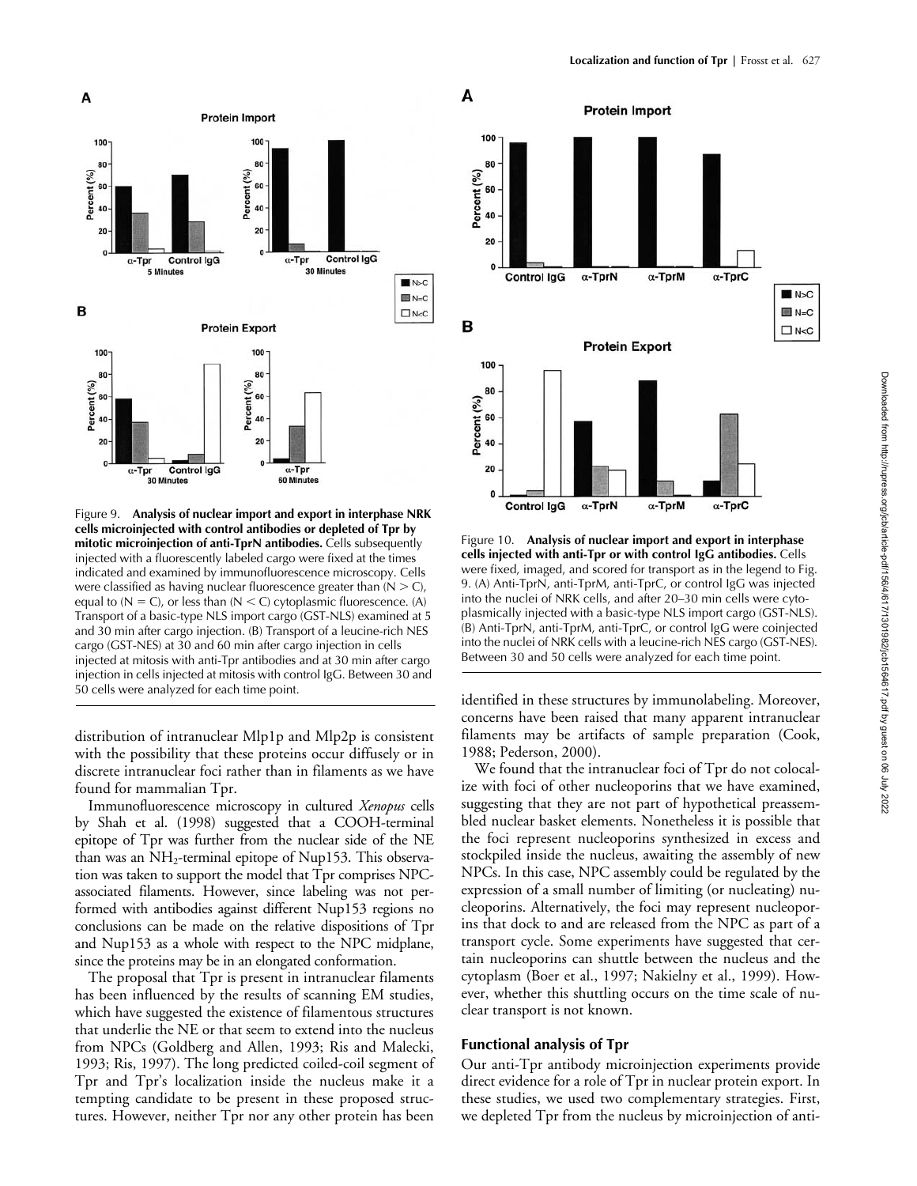Figure 9. **Analysis of nuclear import and export in interphase NRK cells microinjected with control antibodies or depleted of Tpr by mitotic microinjection of anti-TprN antibodies.** Cells subsequently injected with a fluorescently labeled cargo were fixed at the times indicated and examined by immunofluorescence microscopy. Cells were classified as having nuclear fluorescence greater than (N > C), equal to (N = C), or less than (N < C) cytoplasmic fluorescence. (A) Transport of a basic-type NLS import cargo (GST-NLS) examined at 5 and 30 min after cargo injection. (B) Transport of a leucine-rich NES cargo (GST-NES) at 30 and 60 min after cargo injection in cells injected at mitosis with anti-Tpr antibodies and at 30 min after cargo injection in cells injected at mitosis with control IgG. Between 30 and 50 cells were analyzed for each time point.

Figure 10. **Analysis of nuclear import and export in interphase cells injected with anti-Tpr or with control IgG antibodies.** Cells were fixed, imaged, and scored for transport as in the legend to Fig. 9. (A) Anti-TprN, anti-TprM, anti-TprC, or control IgG was injected into the nuclei of NRK cells, and after 20–30 min cells were cytoplasmically injected with a basic-type NLS import cargo (GST-NLS). (B) Anti-TprN, anti-TprM, anti-TprC, or control IgG were coinjected into the nuclei of NRK cells with a leucine-rich NES cargo (GST-NES). Between 30 and 50 cells were analyzed for each time point.

distribution of intranuclear Mlp1p and Mlp2p is consistent with the possibility that these proteins occur diffusely or in discrete intranuclear foci rather than in filaments as we have found for mammalian Tpr.

Immunofluorescence microscopy in cultured *Xenopus* cells by Shah et al. (1998) suggested that a COOH-terminal epitope of Tpr was further from the nuclear side of the NE than was an $NH_2$-terminal epitope of Nup153. This observation was taken to support the model that Tpr comprises NPC-associated filaments. However, since labeling was not performed with antibodies against different Nup153 regions no conclusions can be made on the relative dispositions of Tpr and Nup153 as a whole with respect to the NPC midplane, since the proteins may be in an elongated conformation.

The proposal that Tpr is present in intranuclear filaments has been influenced by the results of scanning EM studies, which have suggested the existence of filamentous structures that underlie the NE or that seem to extend into the nucleus from NPCs (Goldberg and Allen, 1993; Ris and Malecki, 1993; Ris, 1997). The long predicted coiled-coil segment of Tpr and Tpr's localization inside the nucleus make it a tempting candidate to be present in these proposed structures. However, neither Tpr nor any other protein has been identified in these structures by immunolabeling. Moreover, concerns have been raised that many apparent intranuclear filaments may be artifacts of sample preparation (Cook, 1988; Pederson, 2000).

We found that the intranuclear foci of Tpr do not colocalize with foci of other nucleoporins that we have examined, suggesting that they are not part of hypothetical preassembled nuclear basket elements. Nonetheless it is possible that the foci represent nucleoporins synthesized in excess and stockpiled inside the nucleus, awaiting the assembly of new NPCs. In this case, NPC assembly could be regulated by the expression of a small number of limiting (or nucleating) nucleoporins. Alternatively, the foci may represent nucleoporins that dock to and are released from the NPC as part of a transport cycle. Some experiments have suggested that certain nucleoporins can shuttle between the nucleus and the cytoplasm (Boer et al., 1997; Nakielny et al., 1999). However, whether this shuttling occurs on the time scale of nuclear transport is not known.

## Functional analysis of Tpr

Our anti-Tpr antibody microinjection experiments provide direct evidence for a role of Tpr in nuclear protein export. In these studies, we used two complementary strategies. First, we depleted Tpr from the nucleus by microinjection of anti-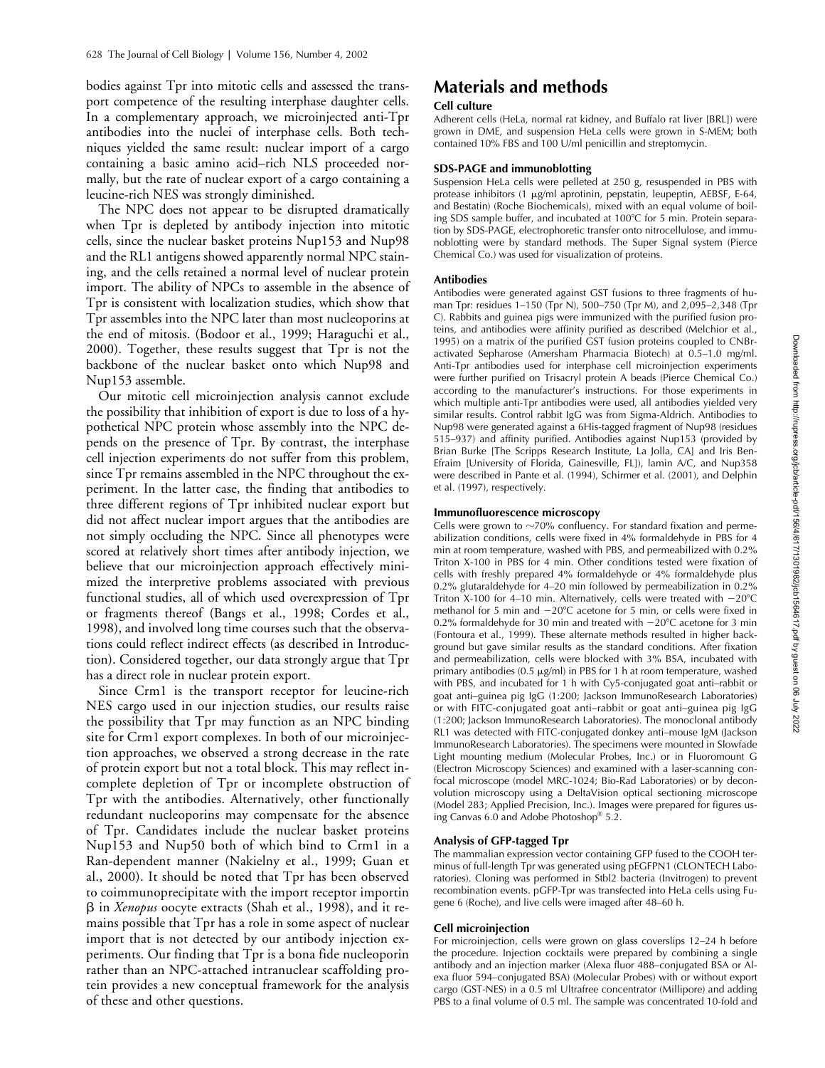bodies against Tpr into mitotic cells and assessed the transport competence of the resulting interphase daughter cells. In a complementary approach, we microinjected anti-Tpr antibodies into the nuclei of interphase cells. Both techniques yielded the same result: nuclear import of a cargo containing a basic amino acid–rich NLS proceeded normally, but the rate of nuclear export of a cargo containing a leucine-rich NES was strongly diminished.

The NPC does not appear to be disrupted dramatically when Tpr is depleted by antibody injection into mitotic cells, since the nuclear basket proteins Nup153 and Nup98 and the RL1 antigens showed apparently normal NPC staining, and the cells retained a normal level of nuclear protein import. The ability of NPCs to assemble in the absence of Tpr is consistent with localization studies, which show that Tpr assembles into the NPC later than most nucleoporins at the end of mitosis. (Bodoor et al., 1999; Haraguchi et al., 2000). Together, these results suggest that Tpr is not the backbone of the nuclear basket onto which Nup98 and Nup153 assemble.

Our mitotic cell microinjection analysis cannot exclude the possibility that inhibition of export is due to loss of a hypothetical NPC protein whose assembly into the NPC depends on the presence of Tpr. By contrast, the interphase cell injection experiments do not suffer from this problem, since Tpr remains assembled in the NPC throughout the experiment. In the latter case, the finding that antibodies to three different regions of Tpr inhibited nuclear export but did not affect nuclear import argues that the antibodies are not simply occluding the NPC. Since all phenotypes were scored at relatively short times after antibody injection, we believe that our microinjection approach effectively minimized the interpretive problems associated with previous functional studies, all of which used overexpression of Tpr or fragments thereof (Bangs et al., 1998; Cordes et al., 1998), and involved long time courses such that the observations could reflect indirect effects (as described in Introduction). Considered together, our data strongly argue that Tpr has a direct role in nuclear protein export.

Since Crm1 is the transport receptor for leucine-rich NES cargo used in our injection studies, our results raise the possibility that Tpr may function as an NPC binding site for Crm1 export complexes. In both of our microinjection approaches, we observed a strong decrease in the rate of protein export but not a total block. This may reflect incomplete depletion of Tpr or incomplete obstruction of Tpr with the antibodies. Alternatively, other functionally redundant nucleoporins may compensate for the absence of Tpr. Candidates include the nuclear basket proteins Nup153 and Nup50 both of which bind to Crm1 in a Ran-dependent manner (Nakielny et al., 1999; Guan et al., 2000). It should be noted that Tpr has been observed to coimmunoprecipitate with the import receptor importin β in *Xenopus* oocyte extracts (Shah et al., 1998), and it remains possible that Tpr has a role in some aspect of nuclear import that is not detected by our antibody injection experiments. Our finding that Tpr is a bona fide nucleoporin rather than an NPC-attached intranuclear scaffolding protein provides a new conceptual framework for the analysis of these and other questions.

# Materials and methods

## Cell culture

Adherent cells (HeLa, normal rat kidney, and Buffalo rat liver [BRL]) were grown in DME, and suspension HeLa cells were grown in S-MEM; both contained 10% FBS and 100 U/ml penicillin and streptomycin.

## SDS-PAGE and immunoblotting

Suspension HeLa cells were pelleted at 250 g, resuspended in PBS with protease inhibitors (1 μg/ml aprotinin, pepstatin, leupeptin, AEBSF, E-64, and Bestatin) (Roche Biochemicals), mixed with an equal volume of boiling SDS sample buffer, and incubated at 100°C for 5 min. Protein separation by SDS-PAGE, electrophoretic transfer onto nitrocellulose, and immunoblotting were by standard methods. The Super Signal system (Pierce Chemical Co.) was used for visualization of proteins.

## Antibodies

Antibodies were generated against GST fusions to three fragments of human Tpr: residues 1–150 (Tpr N), 500–750 (Tpr M), and 2,095–2,348 (Tpr C). Rabbits and guinea pigs were immunized with the purified fusion proteins, and antibodies were affinity purified as described (Melchior et al., 1995) on a matrix of the purified GST fusion proteins coupled to CNBr-activated Sepharose (Amersham Pharmacia Biotech) at 0.5–1.0 mg/ml. Anti-Tpr antibodies used for interphase cell microinjection experiments were further purified on Trisacryl protein A beads (Pierce Chemical Co.) according to the manufacturer's instructions. For those experiments in which multiple anti-Tpr antibodies were used, all antibodies yielded very similar results. Control rabbit IgG was from Sigma-Aldrich. Antibodies to Nup98 were generated against a 6His-tagged fragment of Nup98 (residues 515–937) and affinity purified. Antibodies against Nup153 (provided by Brian Burke [The Scripps Research Institute, La Jolla, CA] and Iris Ben-Efraim [University of Florida, Gainesville, FL]), lamin A/C, and Nup358 were described in Pante et al. (1994), Schirmer et al. (2001), and Delphin et al. (1997), respectively.

## Immunofluorescence microscopy

Cells were grown to ~70% confluency. For standard fixation and permeabilization conditions, cells were fixed in 4% formaldehyde in PBS for 4 min at room temperature, washed with PBS, and permeabilized with 0.2% Triton X-100 in PBS for 4 min. Other conditions tested were fixation of cells with freshly prepared 4% formaldehyde or 4% formaldehyde plus 0.2% glutaraldehyde for 4–20 min followed by permeabilization in 0.2% Triton X-100 for 4–10 min. Alternatively, cells were treated with −20°C methanol for 5 min and −20°C acetone for 5 min, or cells were fixed in 0.2% formaldehyde for 30 min and treated with −20°C acetone for 3 min (Fontoura et al., 1999). These alternate methods resulted in higher background but gave similar results as the standard conditions. After fixation and permeabilization, cells were blocked with 3% BSA, incubated with primary antibodies (0.5 μg/ml) in PBS for 1 h at room temperature, washed with PBS, and incubated for 1 h with Cy5-conjugated goat anti–rabbit or goat anti–guinea pig IgG (1:200; Jackson ImmunoResearch Laboratories) or with FITC-conjugated goat anti–rabbit or goat anti–guinea pig IgG (1:200; Jackson ImmunoResearch Laboratories). The monoclonal antibody RL1 was detected with FITC-conjugated donkey anti–mouse IgM (Jackson ImmunoResearch Laboratories). The specimens were mounted in Slowfade Light mounting medium (Molecular Probes, Inc.) or in Fluoromount G (Electron Microscopy Sciences) and examined with a laser-scanning confocal microscope (model MRC-1024; Bio-Rad Laboratories) or by deconvolution microscopy using a DeltaVision optical sectioning microscope (Model 283; Applied Precision, Inc.). Images were prepared for figures using Canvas 6.0 and Adobe Photoshop® 5.2.

## Analysis of GFP-tagged Tpr

The mammalian expression vector containing GFP fused to the COOH terminus of full-length Tpr was generated using pEGFPN1 (CLONTECH Laboratories). Cloning was performed in Stbl2 bacteria (Invitrogen) to prevent recombination events. pGFP-Tpr was transfected into HeLa cells using Fugene 6 (Roche), and live cells were imaged after 48–60 h.

## Cell microinjection

For microinjection, cells were grown on glass coverslips 12–24 h before the procedure. Injection cocktails were prepared by combining a single antibody and an injection marker (Alexa fluor 488–conjugated BSA or Alexa fluor 594–conjugated BSA) (Molecular Probes) with or without export cargo (GST-NES) in a 0.5 ml Ultrafree concentrator (Millipore) and adding PBS to a final volume of 0.5 ml. The sample was concentrated 10-fold and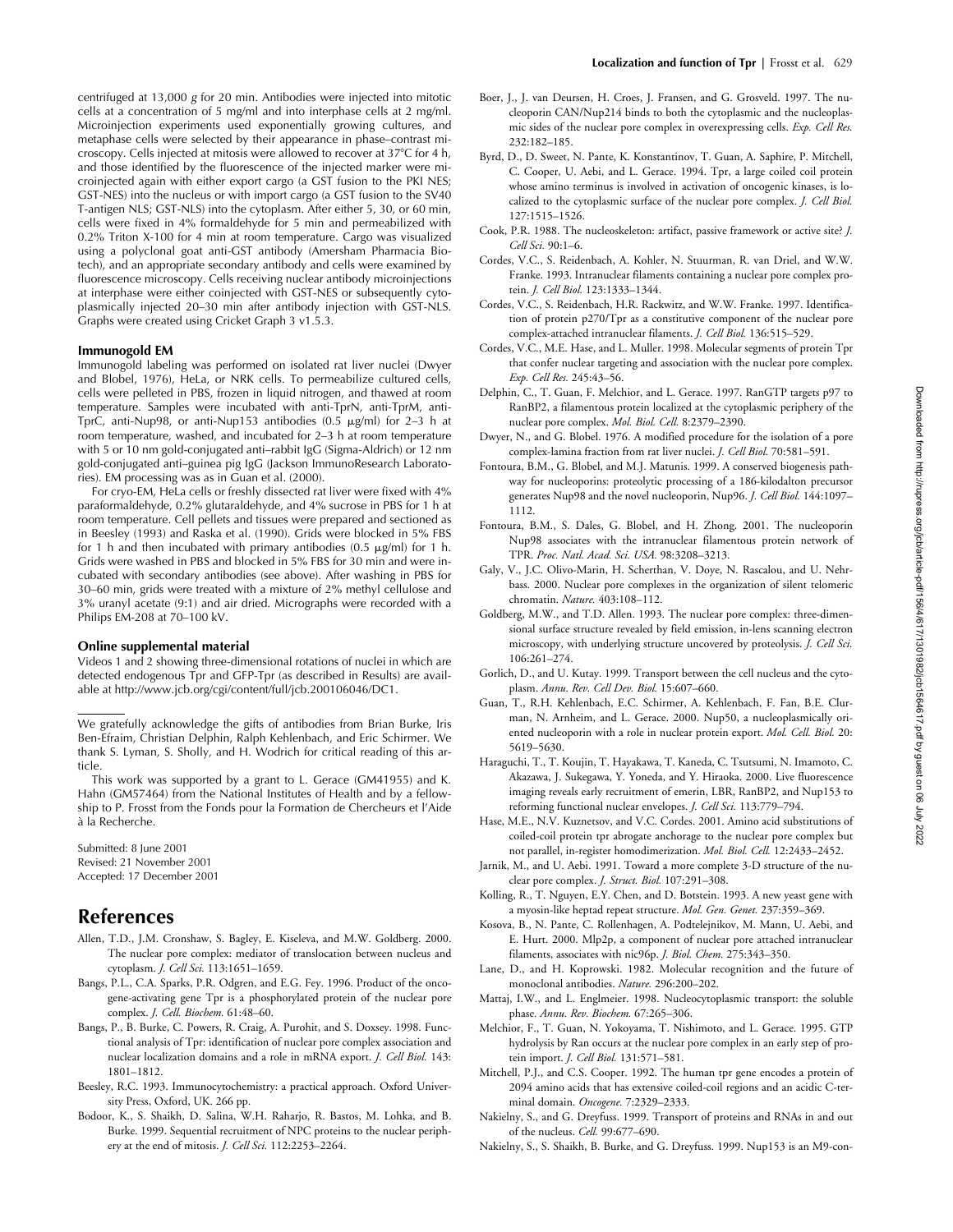centrifuged at 13,000 *g* for 20 min. Antibodies were injected into mitotic cells at a concentration of 5 mg/ml and into interphase cells at 2 mg/ml. Microinjection experiments used exponentially growing cultures, and metaphase cells were selected by their appearance in phase–contrast microscopy. Cells injected at mitosis were allowed to recover at 37°C for 4 h, and those identified by the fluorescence of the injected marker were microinjected again with either export cargo (a GST fusion to the PKI NES; GST-NES) into the nucleus or with import cargo (a GST fusion to the SV40 T-antigen NLS; GST-NLS) into the cytoplasm. After either 5, 30, or 60 min, cells were fixed in 4% formaldehyde for 5 min and permeabilized with 0.2% Triton X-100 for 4 min at room temperature. Cargo was visualized using a polyclonal goat anti-GST antibody (Amersham Pharmacia Biotech), and an appropriate secondary antibody and cells were examined by fluorescence microscopy. Cells receiving nuclear antibody microinjections at interphase were either coinjected with GST-NES or subsequently cytoplasmically injected 20–30 min after antibody injection with GST-NLS. Graphs were created using Cricket Graph 3 v1.5.3.

### Immunogold EM

Immunogold labeling was performed on isolated rat liver nuclei (Dwyer and Blobel, 1976), HeLa, or NRK cells. To permeabilize cultured cells, cells were pelleted in PBS, frozen in liquid nitrogen, and thawed at room temperature. Samples were incubated with anti-TprN, anti-TprM, anti-TprC, anti-Nup98, or anti-Nup153 antibodies (0.5 μg/ml) for 2–3 h at room temperature, washed, and incubated for 2–3 h at room temperature with 5 or 10 nm gold-conjugated anti–rabbit IgG (Sigma-Aldrich) or 12 nm gold-conjugated anti–guinea pig IgG (Jackson ImmunoResearch Laboratories). EM processing was as in Guan et al. (2000).

For cryo-EM, HeLa cells or freshly dissected rat liver were fixed with 4% paraformaldehyde, 0.2% glutaraldehyde, and 4% sucrose in PBS for 1 h at room temperature. Cell pellets and tissues were prepared and sectioned as in Beesley (1993) and Raska et al. (1990). Grids were blocked in 5% FBS for 1 h and then incubated with primary antibodies (0.5 μg/ml) for 1 h. Grids were washed in PBS and blocked in 5% FBS for 30 min and were incubated with secondary antibodies (see above). After washing in PBS for 30–60 min, grids were treated with a mixture of 2% methyl cellulose and 3% uranyl acetate (9:1) and air dried. Micrographs were recorded with a Philips EM-208 at 70–100 kV.

### Online supplemental material

Videos 1 and 2 showing three-dimensional rotations of nuclei in which are detected endogenous Tpr and GFP-Tpr (as described in Results) are available at http://www.jcb.org/cgi/content/full/jcb.200106046/DC1.

---

We gratefully acknowledge the gifts of antibodies from Brian Burke, Iris Ben-Efraim, Christian Delphin, Ralph Kehlenbach, and Eric Schirmer. We thank S. Lyman, S. Sholly, and H. Wodrich for critical reading of this article.

This work was supported by a grant to L. Gerace (GM41955) and K. Hahn (GM57464) from the National Institutes of Health and by a fellowship to P. Frosst from the Fonds pour la Formation de Chercheurs et l'Aide à la Recherche.

Submitted: 8 June 2001
Revised: 21 November 2001
Accepted: 17 December 2001

## References

Allen, T.D., J.M. Cronshaw, S. Bagley, E. Kiseleva, and M.W. Goldberg. 2000. The nuclear pore complex: mediator of translocation between nucleus and cytoplasm. *J. Cell Sci.* 113:1651–1659.

Bangs, P.L., C.A. Sparks, P.R. Odgren, and E.G. Fey. 1996. Product of the oncogene-activating gene Tpr is a phosphorylated protein of the nuclear pore complex. *J. Cell. Biochem.* 61:48–60.

Bangs, P., B. Burke, C. Powers, R. Craig, A. Purohit, and S. Doxsey. 1998. Functional analysis of Tpr: identification of nuclear pore complex association and nuclear localization domains and a role in mRNA export. *J. Cell Biol.* 143:1801–1812.

Beesley, R.C. 1993. Immunocytochemistry: a practical approach. Oxford University Press, Oxford, UK. 266 pp.

Bodoor, K., S. Shaikh, D. Salina, W.H. Raharjo, R. Bastos, M. Lohka, and B. Burke. 1999. Sequential recruitment of NPC proteins to the nuclear periphery at the end of mitosis. *J. Cell Sci.* 112:2253–2264.

Boer, J., J. van Deursen, H. Croes, J. Fransen, and G. Grosveld. 1997. The nucleoporin CAN/Nup214 binds to both the cytoplasmic and the nucleoplasmic sides of the nuclear pore complex in overexpressing cells. *Exp. Cell Res.* 232:182–185.

Byrd, D., D. Sweet, N. Pante, K. Konstantinov, T. Guan, A. Saphire, P. Mitchell, C. Cooper, U. Aebi, and L. Gerace. 1994. Tpr, a large coiled coil protein whose amino terminus is involved in activation of oncogenic kinases, is localized to the cytoplasmic surface of the nuclear pore complex. *J. Cell Biol.* 127:1515–1526.

Cook, P.R. 1988. The nucleoskeleton: artifact, passive framework or active site? *J. Cell Sci.* 90:1–6.

Cordes, V.C., S. Reidenbach, A. Kohler, N. Stuurman, R. van Driel, and W.W. Franke. 1993. Intranuclear filaments containing a nuclear pore complex protein. *J. Cell Biol.* 123:1333–1344.

Cordes, V.C., S. Reidenbach, H.R. Rackwitz, and W.W. Franke. 1997. Identification of protein p270/Tpr as a constitutive component of the nuclear pore complex-attached intranuclear filaments. *J. Cell Biol.* 136:515–529.

Cordes, V.C., M.E. Hase, and L. Muller. 1998. Molecular segments of protein Tpr that confer nuclear targeting and association with the nuclear pore complex. *Exp. Cell Res.* 245:43–56.

Delphin, C., T. Guan, F. Melchior, and L. Gerace. 1997. RanGTP targets p97 to RanBP2, a filamentous protein localized at the cytoplasmic periphery of the nuclear pore complex. *Mol. Biol. Cell.* 8:2379–2390.

Dwyer, N., and G. Blobel. 1976. A modified procedure for the isolation of a pore complex-lamina fraction from rat liver nuclei. *J. Cell Biol.* 70:581–591.

Fontoura, B.M., G. Blobel, and M.J. Matunis. 1999. A conserved biogenesis pathway for nucleoporins: proteolytic processing of a 186-kilodalton precursor generates Nup98 and the novel nucleoporin, Nup96. *J. Cell Biol.* 144:1097–1112.

Fontoura, B.M., S. Dales, G. Blobel, and H. Zhong. 2001. The nucleoporin Nup98 associates with the intranuclear filamentous protein network of TPR. *Proc. Natl. Acad. Sci. USA.* 98:3208–3213.

Galy, V., J.C. Olivo-Marin, H. Scherthan, V. Doye, N. Rascalou, and U. Nehrbass. 2000. Nuclear pore complexes in the organization of silent telomeric chromatin. *Nature.* 403:108–112.

Goldberg, M.W., and T.D. Allen. 1993. The nuclear pore complex: three-dimensional surface structure revealed by field emission, in-lens scanning electron microscopy, with underlying structure uncovered by proteolysis. *J. Cell Sci.* 106:261–274.

Gorlich, D., and U. Kutay. 1999. Transport between the cell nucleus and the cytoplasm. *Annu. Rev. Cell Dev. Biol.* 15:607–660.

Guan, T., R.H. Kehlenbach, E.C. Schirmer, A. Kehlenbach, F. Fan, B.E. Clurman, N. Arnheim, and L. Gerace. 2000. Nup50, a nucleoplasmically oriented nucleoporin with a role in nuclear protein export. *Mol. Cell. Biol.* 20:5619–5630.

Haraguchi, T., T. Koujin, T. Hayakawa, T. Kaneda, C. Tsutsumi, N. Imamoto, C. Akazawa, J. Sukegawa, Y. Yoneda, and Y. Hiraoka. 2000. Live fluorescence imaging reveals early recruitment of emerin, LBR, RanBP2, and Nup153 to reforming functional nuclear envelopes. *J. Cell Sci.* 113:779–794.

Hase, M.E., N.V. Kuznetsov, and V.C. Cordes. 2001. Amino acid substitutions of coiled-coil protein tpr abrogate anchorage to the nuclear pore complex but not parallel, in-register homodimerization. *Mol. Biol. Cell.* 12:2433–2452.

Jarnik, M., and U. Aebi. 1991. Toward a more complete 3-D structure of the nuclear pore complex. *J. Struct. Biol.* 107:291–308.

Kolling, R., T. Nguyen, E.Y. Chen, and D. Botstein. 1993. A new yeast gene with a myosin-like heptad repeat structure. *Mol. Gen. Genet.* 237:359–369.

Kosova, B., N. Pante, C. Rollenhagen, A. Podtelejnikov, M. Mann, U. Aebi, and E. Hurt. 2000. Mlp2p, a component of nuclear pore attached intranuclear filaments, associates with nic96p. *J. Biol. Chem.* 275:343–350.

Lane, D., and H. Koprowski. 1982. Molecular recognition and the future of monoclonal antibodies. *Nature.* 296:200–202.

Mattaj, I.W., and L. Englmeier. 1998. Nucleocytoplasmic transport: the soluble phase. *Annu. Rev. Biochem.* 67:265–306.

Melchior, F., T. Guan, N. Yokoyama, T. Nishimoto, and L. Gerace. 1995. GTP hydrolysis by Ran occurs at the nuclear pore complex in an early step of protein import. *J. Cell Biol.* 131:571–581.

Mitchell, P.J., and C.S. Cooper. 1992. The human tpr gene encodes a protein of 2094 amino acids that has extensive coiled-coil regions and an acidic C-terminal domain. *Oncogene.* 7:2329–2333.

Nakielny, S., and G. Dreyfuss. 1999. Transport of proteins and RNAs in and out of the nucleus. *Cell.* 99:677–690.

Nakielny, S., S. Shaikh, B. Burke, and G. Dreyfuss. 1999. Nup153 is an M9-con-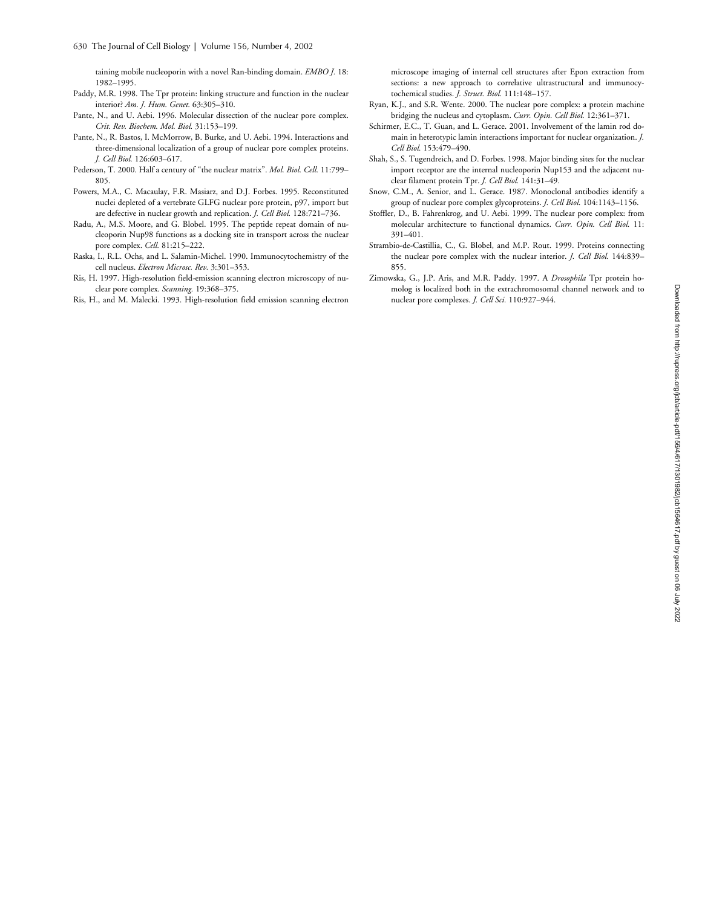taining mobile nucleoporin with a novel Ran-binding domain. *EMBO J.* 18: 1982–1995.

Paddy, M.R. 1998. The Tpr protein: linking structure and function in the nuclear interior? *Am. J. Hum. Genet.* 63:305–310.

Pante, N., and U. Aebi. 1996. Molecular dissection of the nuclear pore complex. *Crit. Rev. Biochem. Mol. Biol.* 31:153–199.

Pante, N., R. Bastos, I. McMorrow, B. Burke, and U. Aebi. 1994. Interactions and three-dimensional localization of a group of nuclear pore complex proteins. *J. Cell Biol.* 126:603–617.

Pederson, T. 2000. Half a century of "the nuclear matrix". *Mol. Biol. Cell.* 11:799–805.

Powers, M.A., C. Macaulay, F.R. Masiarz, and D.J. Forbes. 1995. Reconstituted nuclei depleted of a vertebrate GLFG nuclear pore protein, p97, import but are defective in nuclear growth and replication. *J. Cell Biol.* 128:721–736.

Radu, A., M.S. Moore, and G. Blobel. 1995. The peptide repeat domain of nucleoporin Nup98 functions as a docking site in transport across the nuclear pore complex. *Cell.* 81:215–222.

Raska, I., R.L. Ochs, and L. Salamin-Michel. 1990. Immunocytochemistry of the cell nucleus. *Electron Microsc. Rev.* 3:301–353.

Ris, H. 1997. High-resolution field-emission scanning electron microscopy of nuclear pore complex. *Scanning.* 19:368–375.

Ris, H., and M. Malecki. 1993. High-resolution field emission scanning electron microscope imaging of internal cell structures after Epon extraction from sections: a new approach to correlative ultrastructural and immunocytochemical studies. *J. Struct. Biol.* 111:148–157.

Ryan, K.J., and S.R. Wente. 2000. The nuclear pore complex: a protein machine bridging the nucleus and cytoplasm. *Curr. Opin. Cell Biol.* 12:361–371.

Schirmer, E.C., T. Guan, and L. Gerace. 2001. Involvement of the lamin rod domain in heterotypic lamin interactions important for nuclear organization. *J. Cell Biol.* 153:479–490.

Shah, S., S. Tugendreich, and D. Forbes. 1998. Major binding sites for the nuclear import receptor are the internal nucleoporin Nup153 and the adjacent nuclear filament protein Tpr. *J. Cell Biol.* 141:31–49.

Snow, C.M., A. Senior, and L. Gerace. 1987. Monoclonal antibodies identify a group of nuclear pore complex glycoproteins. *J. Cell Biol.* 104:1143–1156.

Stoffler, D., B. Fahrenkrog, and U. Aebi. 1999. The nuclear pore complex: from molecular architecture to functional dynamics. *Curr. Opin. Cell Biol.* 11: 391–401.

Strambio-de-Castillia, C., G. Blobel, and M.P. Rout. 1999. Proteins connecting the nuclear pore complex with the nuclear interior. *J. Cell Biol.* 144:839–855.

Zimowska, G., J.P. Aris, and M.R. Paddy. 1997. A *Drosophila* Tpr protein homolog is localized both in the extrachromosomal channel network and to nuclear pore complexes. *J. Cell Sci.* 110:927–944.